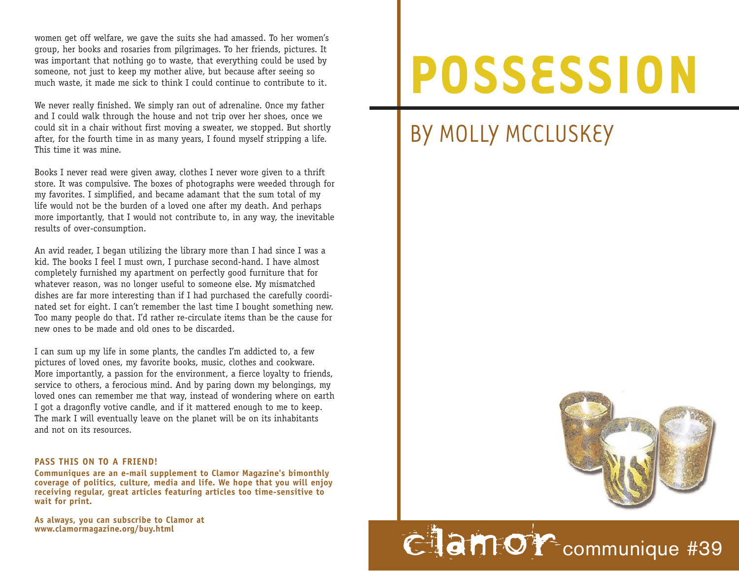# POSSESSION

## BY MOLLY MCCLUSKEY

women get off welfare, we gave the suits she had amassed. To her women's group, her books and rosaries from pilgrimages. To her friends, pictures. It was important that nothing go to waste, that everything could be used by someone, not just to keep my mother alive, but because after seeing so much waste, it made me sick to think I could continue to contribute to it.

We never really finished. We simply ran out of adrenaline. Once my father and I could walk through the house and not trip over her shoes, once we could sit in a chair without first moving a sweater, we stopped. But shortly after, for the fourth time in as many years, I found myself stripping a life. This time it was mine.

Books I never read were given away, clothes I never wore given to a thrift store. It was compulsive. The boxes of photographs were weeded through for my favorites. I simplified, and became adamant that the sum total of my life would not be the burden of a loved one after my death. And perhaps more importantly, that I would not contribute to, in any way, the inevitable results of over-consumption.

An avid reader, I began utilizing the library more than I had since I was a kid. The books I feel I must own, I purchase second-hand. I have almost completely furnished my apartment on perfectly good furniture that for whatever reason, was no longer useful to someone else. My mismatched dishes are far more interesting than if I had purchased the carefully coordinated set for eight. I can't remember the last time I bought something new. Too many people do that. I'd rather re-circulate items than be the cause for new ones to be made and old ones to be discarded.

I can sum up my life in some plants, the candles I'm addicted to, a few pictures of loved ones, my favorite books, music, clothes and cookware. More importantly, a passion for the environment, a fierce loyalty to friends, service to others, a ferocious mind. And by paring down my belongings, my loved ones can remember me that way, instead of wondering where on earth I got a dragonfly votive candle, and if it mattered enough to me to keep. The mark I will eventually leave on the planet will be on its inhabitants and not on its resources.

**PASS THIS ON TO A FRIEND!**

**Communiques are an e-mail supplement to Clamor Magazine's bimonthly coverage of politics, culture, media and life. We hope that you will enjoy receiving regular, great articles featuring articles too time-sensitive to wait for print.**

**As always, you can subscribe to Clamor at www.clamormagazine.org/buy.html**

clamor communique #39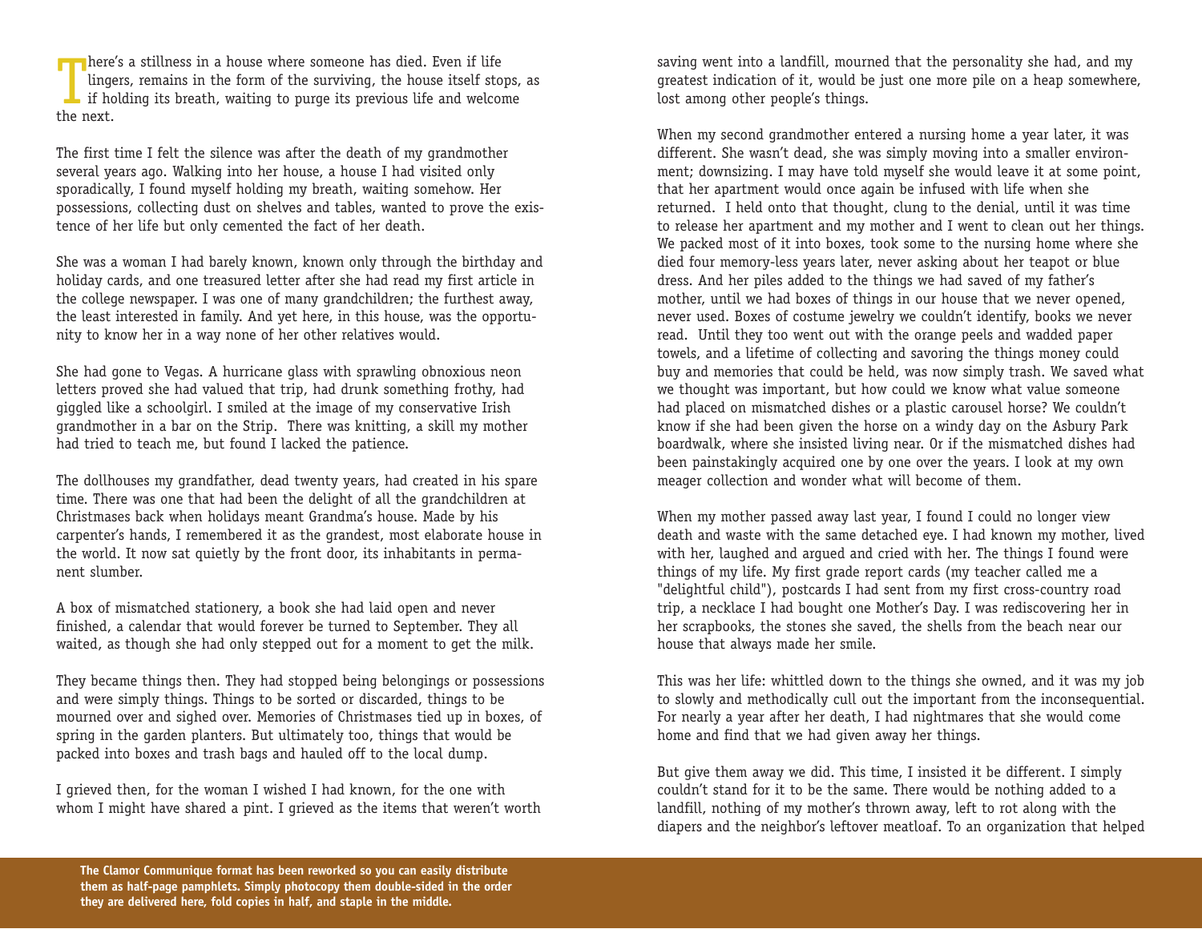There's a stillness in a house where someone has died. Even if life lingers, remains in the form of the surviving, the house itself stops, as if holding its breath, waiting to purge its previous life and welcome the next.

The first time I felt the silence was after the death of my grandmother several years ago. Walking into her house, a house I had visited only sporadically, I found myself holding my breath, waiting somehow. Her possessions, collecting dust on shelves and tables, wanted to prove the existence of her life but only cemented the fact of her death.

She was a woman I had barely known, known only through the birthday and holiday cards, and one treasured letter after she had read my first article in the college newspaper. I was one of many grandchildren; the furthest away, the least interested in family. And yet here, in this house, was the opportunity to know her in a way none of her other relatives would.

She had gone to Vegas. A hurricane glass with sprawling obnoxious neon letters proved she had valued that trip, had drunk something frothy, had giggled like a schoolgirl. I smiled at the image of my conservative Irish grandmother in a bar on the Strip. There was knitting, a skill my mother had tried to teach me, but found I lacked the patience.

The dollhouses my grandfather, dead twenty years, had created in his spare time. There was one that had been the delight of all the grandchildren at Christmases back when holidays meant Grandma's house. Made by his carpenter's hands, I remembered it as the grandest, most elaborate house in the world. It now sat quietly by the front door, its inhabitants in permanent slumber.

A box of mismatched stationery, a book she had laid open and never finished, a calendar that would forever be turned to September. They all waited, as though she had only stepped out for a moment to get the milk.

They became things then. They had stopped being belongings or possessions and were simply things. Things to be sorted or discarded, things to be mourned over and sighed over. Memories of Christmases tied up in boxes, of spring in the garden planters. But ultimately too, things that would be packed into boxes and trash bags and hauled off to the local dump.

I grieved then, for the woman I wished I had known, for the one with whom I might have shared a pint. I grieved as the items that weren't worth saving went into a landfill, mourned that the personality she had, and my greatest indication of it, would be just one more pile on a heap somewhere, lost among other people's things.

When my second grandmother entered a nursing home a year later, it was different. She wasn't dead, she was simply moving into a smaller environment; downsizing. I may have told myself she would leave it at some point, that her apartment would once again be infused with life when she returned. I held onto that thought, clung to the denial, until it was time to release her apartment and my mother and I went to clean out her things. We packed most of it into boxes, took some to the nursing home where she died four memory-less years later, never asking about her teapot or blue dress. And her piles added to the things we had saved of my father's mother, until we had boxes of things in our house that we never opened, never used. Boxes of costume jewelry we couldn't identify, books we never read. Until they too went out with the orange peels and wadded paper towels, and a lifetime of collecting and savoring the things money could buy and memories that could be held, was now simply trash. We saved what we thought was important, but how could we know what value someone had placed on mismatched dishes or a plastic carousel horse? We couldn't know if she had been given the horse on a windy day on the Asbury Park boardwalk, where she insisted living near. Or if the mismatched dishes had been painstakingly acquired one by one over the years. I look at my own meager collection and wonder what will become of them.

When my mother passed away last year, I found I could no longer view death and waste with the same detached eye. I had known my mother, lived with her, laughed and argued and cried with her. The things I found were things of my life. My first grade report cards (my teacher called me a "delightful child"), postcards I had sent from my first cross-country road trip, a necklace I had bought one Mother's Day. I was rediscovering her in her scrapbooks, the stones she saved, the shells from the beach near our house that always made her smile.

This was her life: whittled down to the things she owned, and it was my job to slowly and methodically cull out the important from the inconsequential. For nearly a year after her death, I had nightmares that she would come home and find that we had given away her things.

But give them away we did. This time, I insisted it be different. I simply couldn't stand for it to be the same. There would be nothing added to a landfill, nothing of my mother's thrown away, left to rot along with the diapers and the neighbor's leftover meatloaf. To an organization that helped

**The Clamor Communique format has been reworked so you can easily distribute them as half-page pamphlets. Simply photocopy them double-sided in the order they are delivered here, fold copies in half, and staple in the middle.**